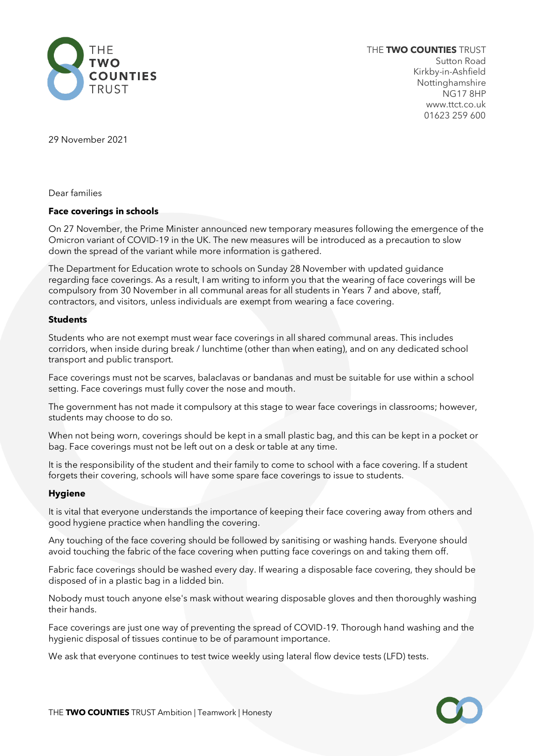THE **TWO COUNTIES** TRUST
Sutton Road
Kirkby-in-Ashfield
Nottinghamshire
NG17 8HP
www.ttct.co.uk
01623 259 600

29 November 2021

Dear families

**Face coverings in schools**

On 27 November, the Prime Minister announced new temporary measures following the emergence of the Omicron variant of COVID-19 in the UK. The new measures will be introduced as a precaution to slow down the spread of the variant while more information is gathered.

The Department for Education wrote to schools on Sunday 28 November with updated guidance regarding face coverings. As a result, I am writing to inform you that the wearing of face coverings will be compulsory from 30 November in all communal areas for all students in Years 7 and above, staff, contractors, and visitors, unless individuals are exempt from wearing a face covering.

**Students**

Students who are not exempt must wear face coverings in all shared communal areas. This includes corridors, when inside during break / lunchtime (other than when eating), and on any dedicated school transport and public transport.

Face coverings must not be scarves, balaclavas or bandanas and must be suitable for use within a school setting. Face coverings must fully cover the nose and mouth.

The government has not made it compulsory at this stage to wear face coverings in classrooms; however, students may choose to do so.

When not being worn, coverings should be kept in a small plastic bag, and this can be kept in a pocket or bag. Face coverings must not be left out on a desk or table at any time.

It is the responsibility of the student and their family to come to school with a face covering. If a student forgets their covering, schools will have some spare face coverings to issue to students.

**Hygiene**

It is vital that everyone understands the importance of keeping their face covering away from others and good hygiene practice when handling the covering.

Any touching of the face covering should be followed by sanitising or washing hands. Everyone should avoid touching the fabric of the face covering when putting face coverings on and taking them off.

Fabric face coverings should be washed every day. If wearing a disposable face covering, they should be disposed of in a plastic bag in a lidded bin.

Nobody must touch anyone else's mask without wearing disposable gloves and then thoroughly washing their hands.

Face coverings are just one way of preventing the spread of COVID-19. Thorough hand washing and the hygienic disposal of tissues continue to be of paramount importance.

We ask that everyone continues to test twice weekly using lateral flow device tests (LFD) tests.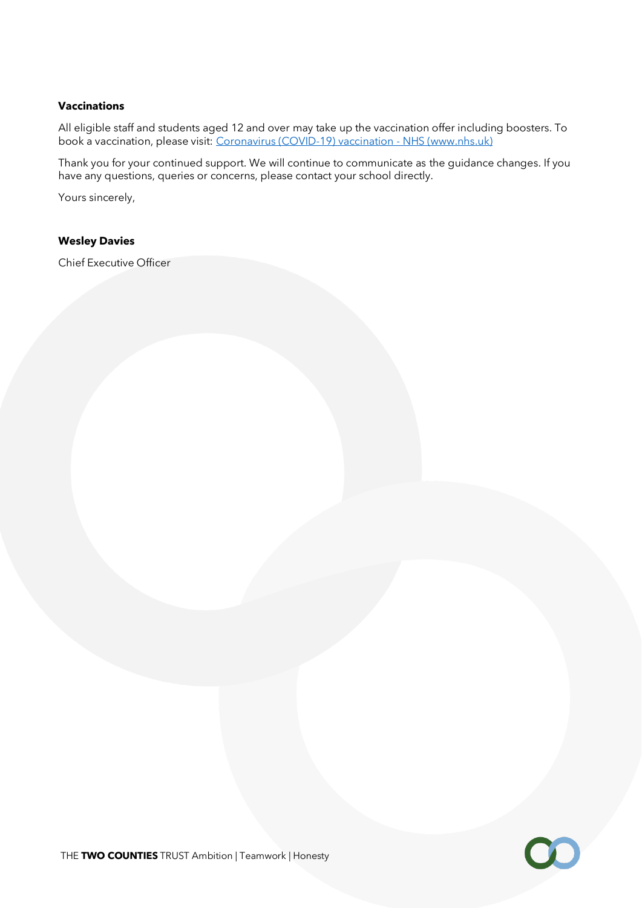**Vaccinations**

All eligible staff and students aged 12 and over may take up the vaccination offer including boosters. To book a vaccination, please visit: Coronavirus (COVID-19) vaccination - NHS (www.nhs.uk)

Thank you for your continued support. We will continue to communicate as the guidance changes. If you have any questions, queries or concerns, please contact your school directly.

Yours sincerely,

**Wesley Davies**

Chief Executive Officer